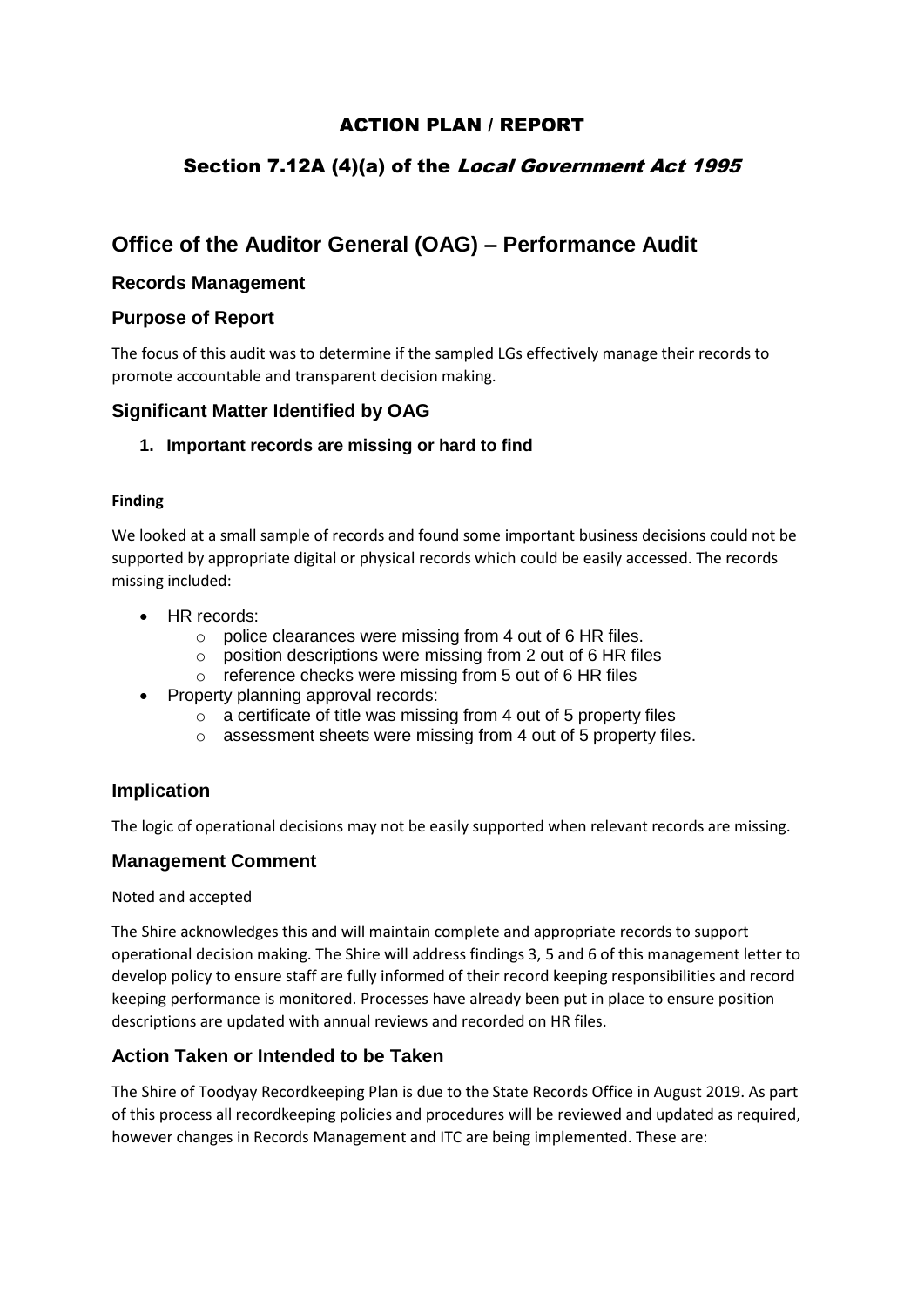# ACTION PLAN / REPORT

## Section 7.12A (4)(a) of the *Local Government Act 1995*

# Office of the Auditor General (OAG) – Performance Audit

## Records Management

## Purpose of Report

The focus of this audit was to determine if the sampled LGs effectively manage their records to promote accountable and transparent decision making.

## Significant Matter Identified by OAG

### 1. Important records are missing or hard to find

**Finding**

We looked at a small sample of records and found some important business decisions could not be supported by appropriate digital or physical records which could be easily accessed. The records missing included:

- HR records:
  - police clearances were missing from 4 out of 6 HR files.
  - position descriptions were missing from 2 out of 6 HR files
  - reference checks were missing from 5 out of 6 HR files
- Property planning approval records:
  - a certificate of title was missing from 4 out of 5 property files
  - assessment sheets were missing from 4 out of 5 property files.

## Implication

The logic of operational decisions may not be easily supported when relevant records are missing.

## Management Comment

Noted and accepted

The Shire acknowledges this and will maintain complete and appropriate records to support operational decision making. The Shire will address findings 3, 5 and 6 of this management letter to develop policy to ensure staff are fully informed of their record keeping responsibilities and record keeping performance is monitored. Processes have already been put in place to ensure position descriptions are updated with annual reviews and recorded on HR files.

## Action Taken or Intended to be Taken

The Shire of Toodyay Recordkeeping Plan is due to the State Records Office in August 2019. As part of this process all recordkeeping policies and procedures will be reviewed and updated as required, however changes in Records Management and ITC are being implemented. These are: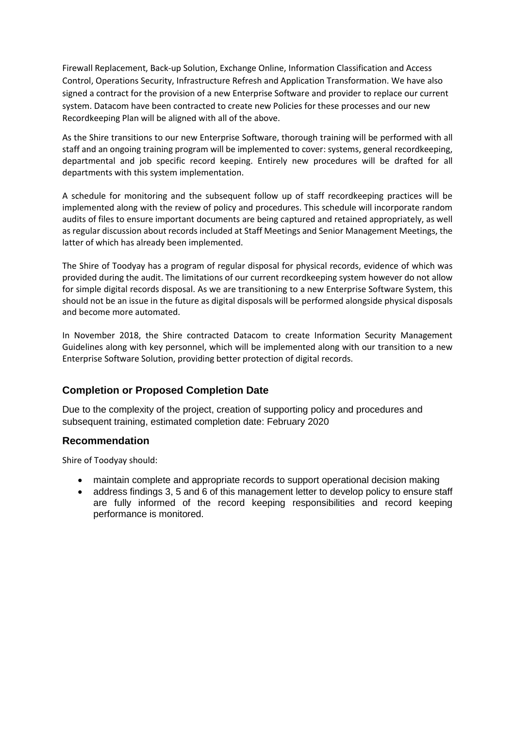Firewall Replacement, Back-up Solution, Exchange Online, Information Classification and Access Control, Operations Security, Infrastructure Refresh and Application Transformation. We have also signed a contract for the provision of a new Enterprise Software and provider to replace our current system. Datacom have been contracted to create new Policies for these processes and our new Recordkeeping Plan will be aligned with all of the above.

As the Shire transitions to our new Enterprise Software, thorough training will be performed with all staff and an ongoing training program will be implemented to cover: systems, general recordkeeping, departmental and job specific record keeping. Entirely new procedures will be drafted for all departments with this system implementation.

A schedule for monitoring and the subsequent follow up of staff recordkeeping practices will be implemented along with the review of policy and procedures. This schedule will incorporate random audits of files to ensure important documents are being captured and retained appropriately, as well as regular discussion about records included at Staff Meetings and Senior Management Meetings, the latter of which has already been implemented.

The Shire of Toodyay has a program of regular disposal for physical records, evidence of which was provided during the audit. The limitations of our current recordkeeping system however do not allow for simple digital records disposal. As we are transitioning to a new Enterprise Software System, this should not be an issue in the future as digital disposals will be performed alongside physical disposals and become more automated.

In November 2018, the Shire contracted Datacom to create Information Security Management Guidelines along with key personnel, which will be implemented along with our transition to a new Enterprise Software Solution, providing better protection of digital records.

## Completion or Proposed Completion Date

Due to the complexity of the project, creation of supporting policy and procedures and subsequent training, estimated completion date: February 2020

## Recommendation

Shire of Toodyay should:

- maintain complete and appropriate records to support operational decision making
- address findings 3, 5 and 6 of this management letter to develop policy to ensure staff are fully informed of the record keeping responsibilities and record keeping performance is monitored.